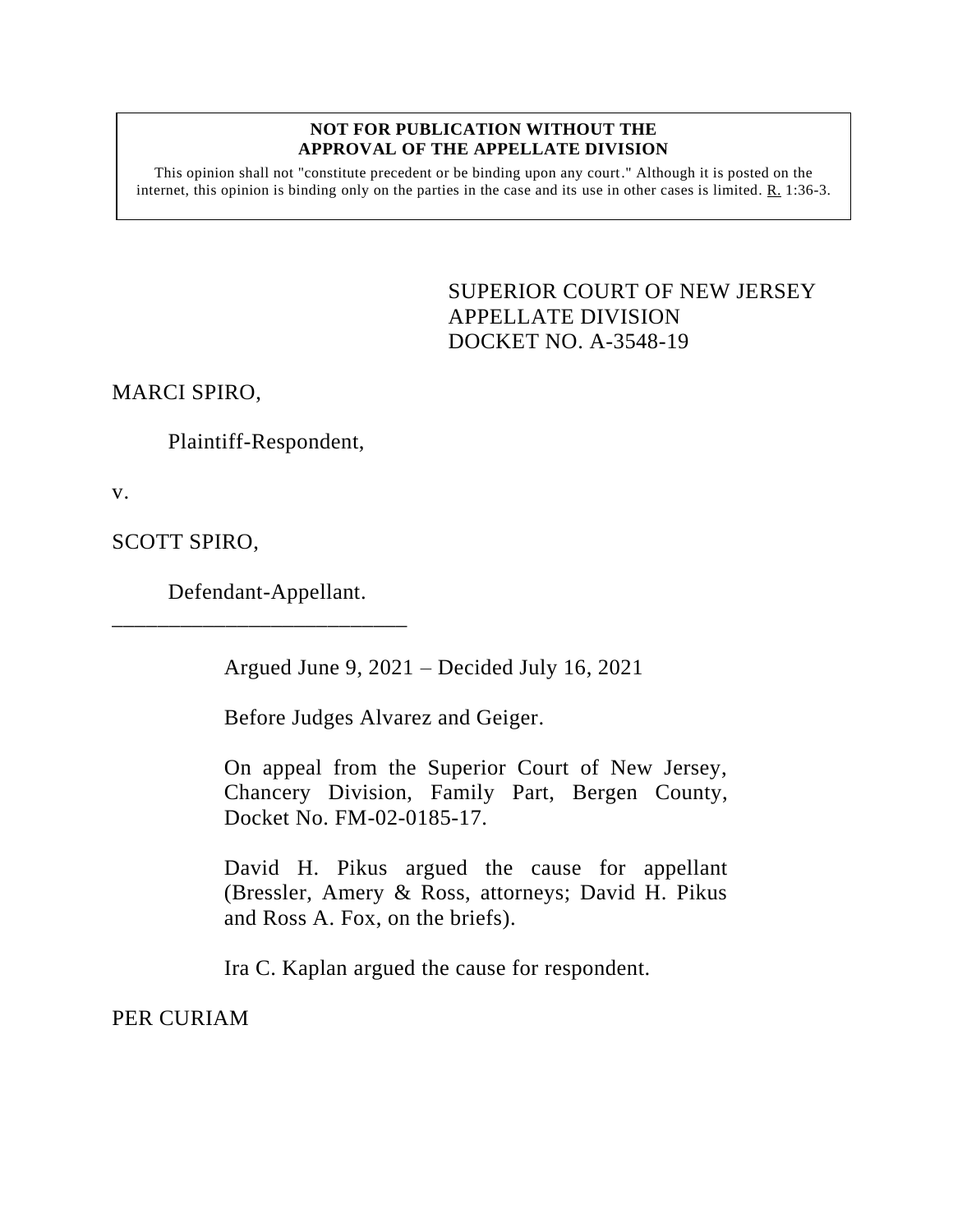**NOT FOR PUBLICATION WITHOUT THE APPROVAL OF THE APPELLATE DIVISION**

This opinion shall not "constitute precedent or be binding upon any court." Although it is posted on the internet, this opinion is binding only on the parties in the case and its use in other cases is limited. R. 1:36-3.

SUPERIOR COURT OF NEW JERSEY
APPELLATE DIVISION
DOCKET NO. A-3548-19

MARCI SPIRO,

Plaintiff-Respondent,

v.

SCOTT SPIRO,

Defendant-Appellant.

___________________________

Argued June 9, 2021 – Decided July 16, 2021

Before Judges Alvarez and Geiger.

On appeal from the Superior Court of New Jersey, Chancery Division, Family Part, Bergen County, Docket No. FM-02-0185-17.

David H. Pikus argued the cause for appellant (Bressler, Amery & Ross, attorneys; David H. Pikus and Ross A. Fox, on the briefs).

Ira C. Kaplan argued the cause for respondent.

PER CURIAM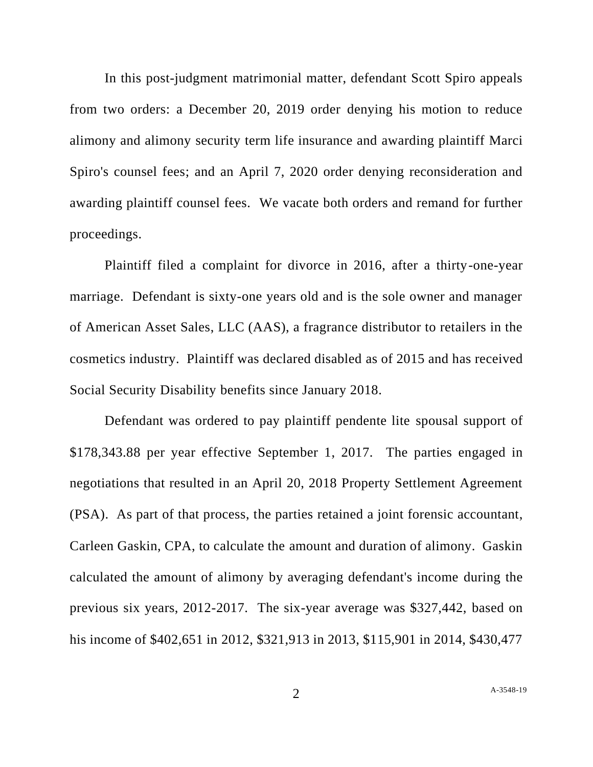In this post-judgment matrimonial matter, defendant Scott Spiro appeals from two orders: a December 20, 2019 order denying his motion to reduce alimony and alimony security term life insurance and awarding plaintiff Marci Spiro's counsel fees; and an April 7, 2020 order denying reconsideration and awarding plaintiff counsel fees. We vacate both orders and remand for further proceedings.

Plaintiff filed a complaint for divorce in 2016, after a thirty-one-year marriage. Defendant is sixty-one years old and is the sole owner and manager of American Asset Sales, LLC (AAS), a fragrance distributor to retailers in the cosmetics industry. Plaintiff was declared disabled as of 2015 and has received Social Security Disability benefits since January 2018.

Defendant was ordered to pay plaintiff pendente lite spousal support of $178,343.88 per year effective September 1, 2017. The parties engaged in negotiations that resulted in an April 20, 2018 Property Settlement Agreement (PSA). As part of that process, the parties retained a joint forensic accountant, Carleen Gaskin, CPA, to calculate the amount and duration of alimony. Gaskin calculated the amount of alimony by averaging defendant's income during the previous six years, 2012-2017. The six-year average was $327,442, based on his income of $402,651 in 2012, $321,913 in 2013, $115,901 in 2014, $430,477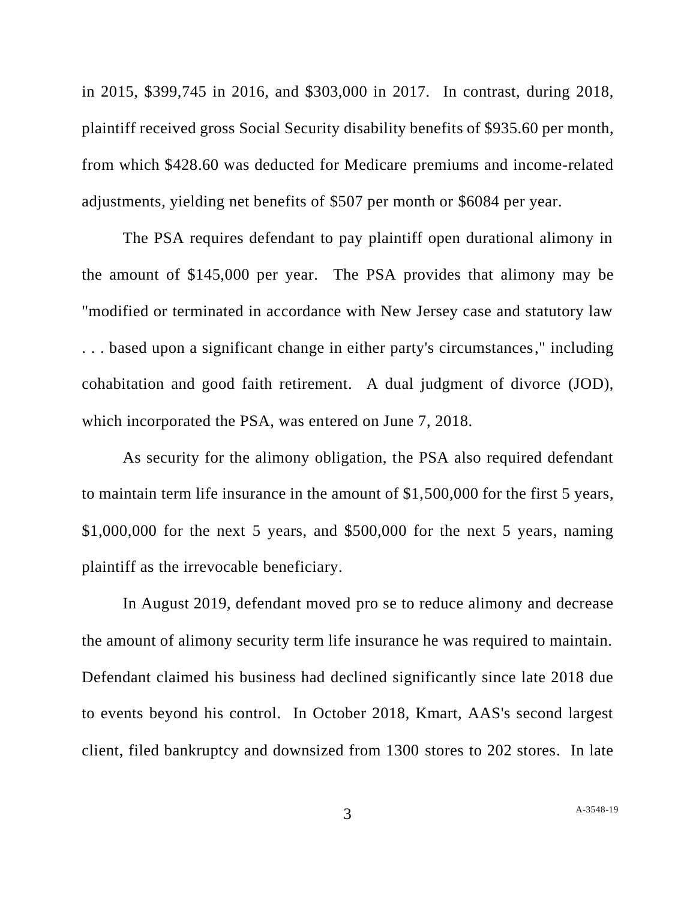in 2015, $399,745 in 2016, and $303,000 in 2017. In contrast, during 2018, plaintiff received gross Social Security disability benefits of $935.60 per month, from which $428.60 was deducted for Medicare premiums and income-related adjustments, yielding net benefits of $507 per month or $6084 per year.

The PSA requires defendant to pay plaintiff open durational alimony in the amount of $145,000 per year. The PSA provides that alimony may be "modified or terminated in accordance with New Jersey case and statutory law . . . based upon a significant change in either party's circumstances," including cohabitation and good faith retirement. A dual judgment of divorce (JOD), which incorporated the PSA, was entered on June 7, 2018.

As security for the alimony obligation, the PSA also required defendant to maintain term life insurance in the amount of $1,500,000 for the first 5 years, $1,000,000 for the next 5 years, and $500,000 for the next 5 years, naming plaintiff as the irrevocable beneficiary.

In August 2019, defendant moved pro se to reduce alimony and decrease the amount of alimony security term life insurance he was required to maintain. Defendant claimed his business had declined significantly since late 2018 due to events beyond his control. In October 2018, Kmart, AAS's second largest client, filed bankruptcy and downsized from 1300 stores to 202 stores. In late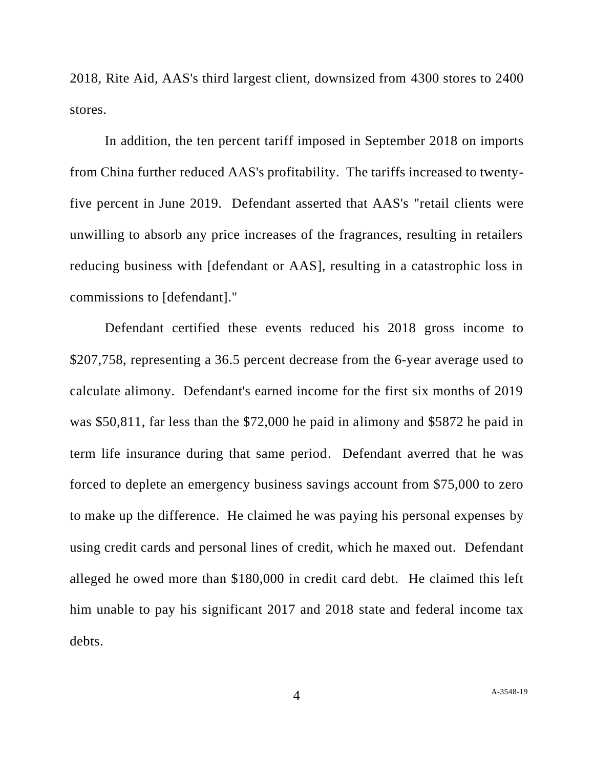2018, Rite Aid, AAS's third largest client, downsized from 4300 stores to 2400 stores.

In addition, the ten percent tariff imposed in September 2018 on imports from China further reduced AAS's profitability. The tariffs increased to twenty-five percent in June 2019. Defendant asserted that AAS's "retail clients were unwilling to absorb any price increases of the fragrances, resulting in retailers reducing business with [defendant or AAS], resulting in a catastrophic loss in commissions to [defendant]."

Defendant certified these events reduced his 2018 gross income to $207,758, representing a 36.5 percent decrease from the 6-year average used to calculate alimony. Defendant's earned income for the first six months of 2019 was $50,811, far less than the $72,000 he paid in alimony and $5872 he paid in term life insurance during that same period. Defendant averred that he was forced to deplete an emergency business savings account from $75,000 to zero to make up the difference. He claimed he was paying his personal expenses by using credit cards and personal lines of credit, which he maxed out. Defendant alleged he owed more than $180,000 in credit card debt. He claimed this left him unable to pay his significant 2017 and 2018 state and federal income tax debts.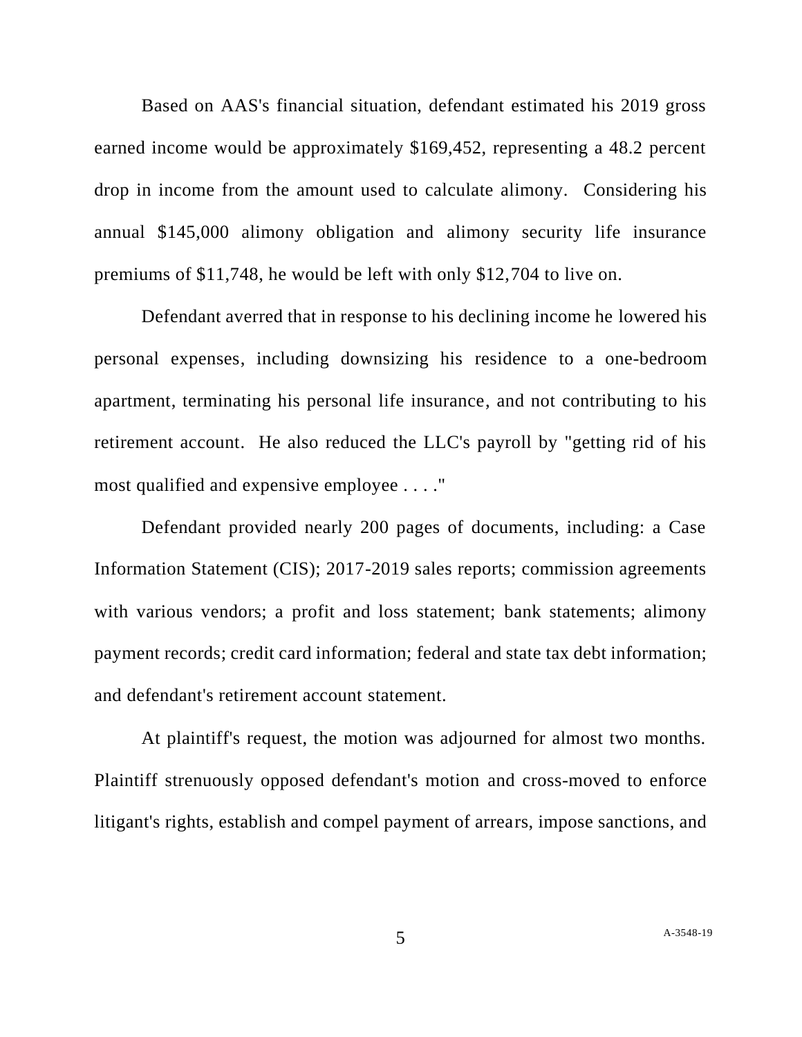Based on AAS's financial situation, defendant estimated his 2019 gross earned income would be approximately $169,452, representing a 48.2 percent drop in income from the amount used to calculate alimony. Considering his annual $145,000 alimony obligation and alimony security life insurance premiums of $11,748, he would be left with only $12,704 to live on.

Defendant averred that in response to his declining income he lowered his personal expenses, including downsizing his residence to a one-bedroom apartment, terminating his personal life insurance, and not contributing to his retirement account. He also reduced the LLC's payroll by "getting rid of his most qualified and expensive employee . . . ."

Defendant provided nearly 200 pages of documents, including: a Case Information Statement (CIS); 2017-2019 sales reports; commission agreements with various vendors; a profit and loss statement; bank statements; alimony payment records; credit card information; federal and state tax debt information; and defendant's retirement account statement.

At plaintiff's request, the motion was adjourned for almost two months. Plaintiff strenuously opposed defendant's motion and cross-moved to enforce litigant's rights, establish and compel payment of arrears, impose sanctions, and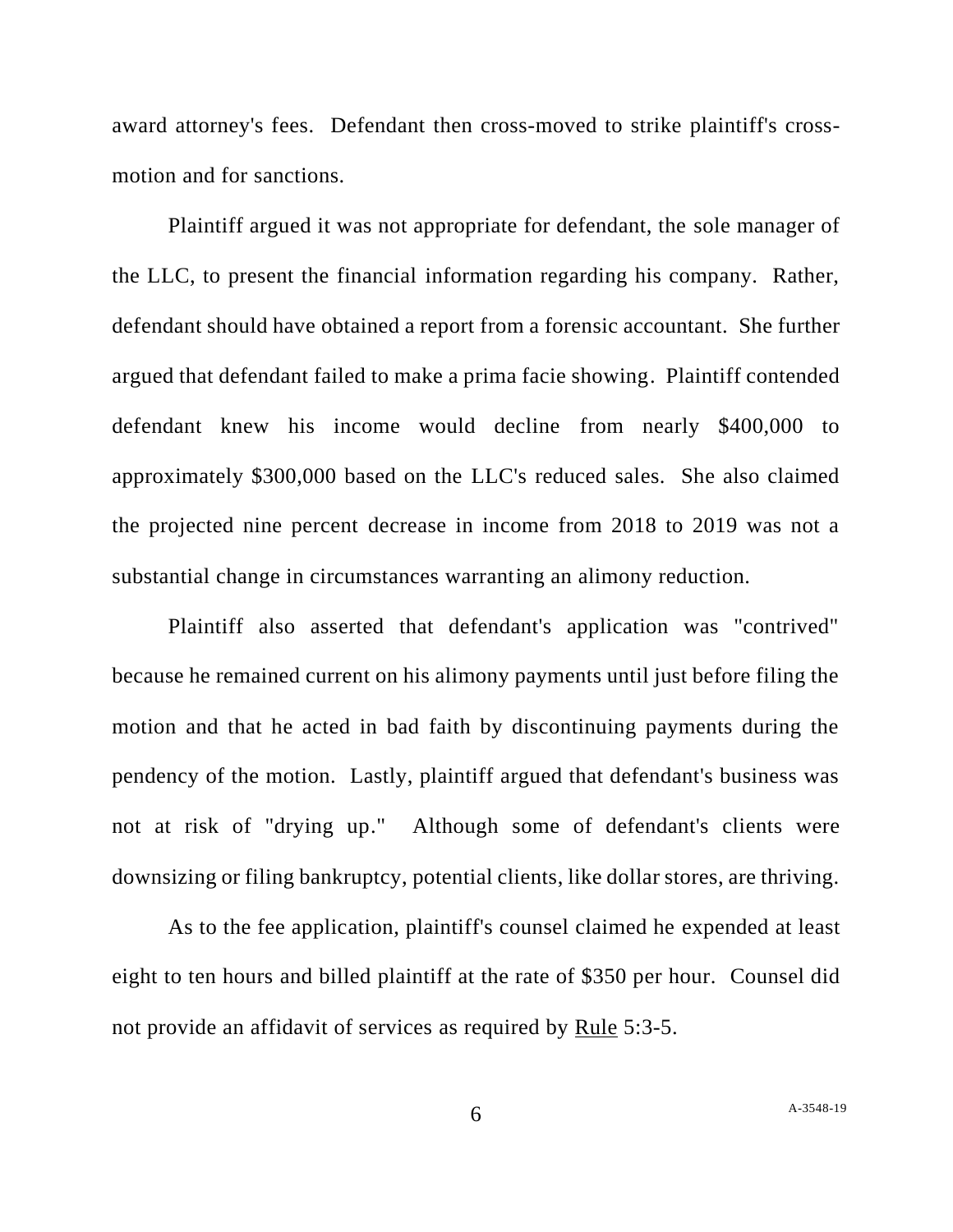award attorney's fees. Defendant then cross-moved to strike plaintiff's cross-motion and for sanctions.

Plaintiff argued it was not appropriate for defendant, the sole manager of the LLC, to present the financial information regarding his company. Rather, defendant should have obtained a report from a forensic accountant. She further argued that defendant failed to make a prima facie showing. Plaintiff contended defendant knew his income would decline from nearly $400,000 to approximately $300,000 based on the LLC's reduced sales. She also claimed the projected nine percent decrease in income from 2018 to 2019 was not a substantial change in circumstances warranting an alimony reduction.

Plaintiff also asserted that defendant's application was "contrived" because he remained current on his alimony payments until just before filing the motion and that he acted in bad faith by discontinuing payments during the pendency of the motion. Lastly, plaintiff argued that defendant's business was not at risk of "drying up." Although some of defendant's clients were downsizing or filing bankruptcy, potential clients, like dollar stores, are thriving.

As to the fee application, plaintiff's counsel claimed he expended at least eight to ten hours and billed plaintiff at the rate of $350 per hour. Counsel did not provide an affidavit of services as required by Rule 5:3-5.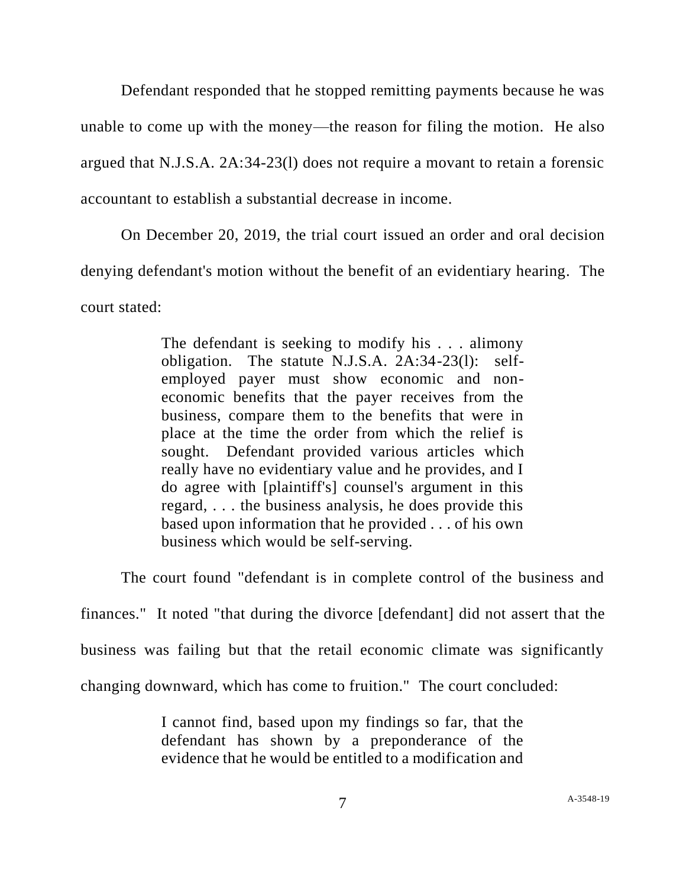Defendant responded that he stopped remitting payments because he was unable to come up with the money—the reason for filing the motion. He also argued that N.J.S.A. 2A:34-23(l) does not require a movant to retain a forensic accountant to establish a substantial decrease in income.

On December 20, 2019, the trial court issued an order and oral decision denying defendant's motion without the benefit of an evidentiary hearing. The court stated:

> The defendant is seeking to modify his . . . alimony obligation. The statute N.J.S.A. 2A:34-23(l): self-employed payer must show economic and non-economic benefits that the payer receives from the business, compare them to the benefits that were in place at the time the order from which the relief is sought. Defendant provided various articles which really have no evidentiary value and he provides, and I do agree with [plaintiff's] counsel's argument in this regard, . . . the business analysis, he does provide this based upon information that he provided . . . of his own business which would be self-serving.

The court found "defendant is in complete control of the business and finances." It noted "that during the divorce [defendant] did not assert that the business was failing but that the retail economic climate was significantly changing downward, which has come to fruition." The court concluded:

> I cannot find, based upon my findings so far, that the defendant has shown by a preponderance of the evidence that he would be entitled to a modification and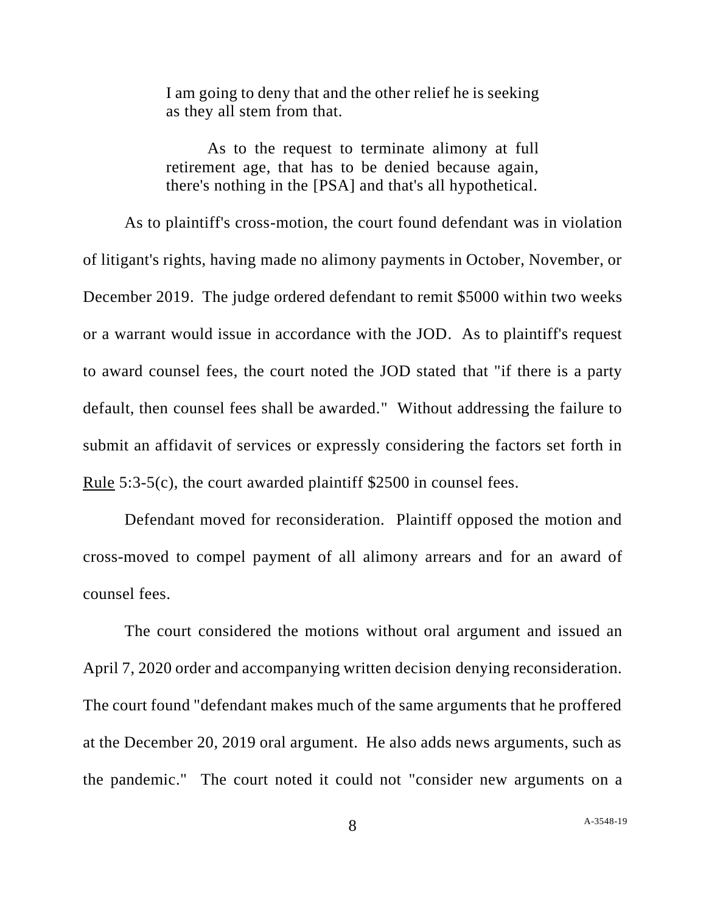> I am going to deny that and the other relief he is seeking as they all stem from that.
>
> As to the request to terminate alimony at full retirement age, that has to be denied because again, there's nothing in the [PSA] and that's all hypothetical.

As to plaintiff's cross-motion, the court found defendant was in violation of litigant's rights, having made no alimony payments in October, November, or December 2019. The judge ordered defendant to remit $5000 within two weeks or a warrant would issue in accordance with the JOD. As to plaintiff's request to award counsel fees, the court noted the JOD stated that "if there is a party default, then counsel fees shall be awarded." Without addressing the failure to submit an affidavit of services or expressly considering the factors set forth in Rule 5:3-5(c), the court awarded plaintiff $2500 in counsel fees.

Defendant moved for reconsideration. Plaintiff opposed the motion and cross-moved to compel payment of all alimony arrears and for an award of counsel fees.

The court considered the motions without oral argument and issued an April 7, 2020 order and accompanying written decision denying reconsideration. The court found "defendant makes much of the same arguments that he proffered at the December 20, 2019 oral argument. He also adds news arguments, such as the pandemic." The court noted it could not "consider new arguments on a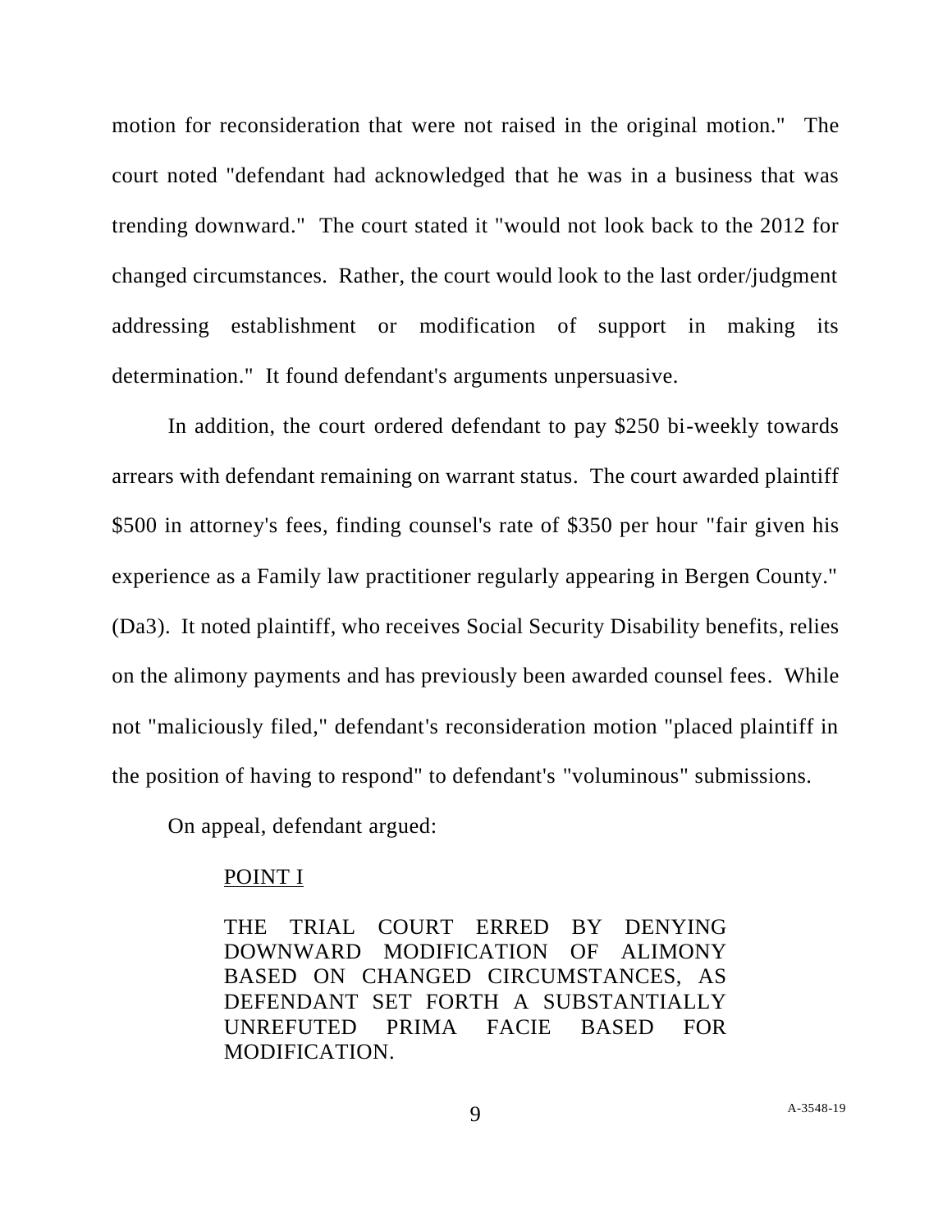motion for reconsideration that were not raised in the original motion." The court noted "defendant had acknowledged that he was in a business that was trending downward." The court stated it "would not look back to the 2012 for changed circumstances. Rather, the court would look to the last order/judgment addressing establishment or modification of support in making its determination." It found defendant's arguments unpersuasive.

In addition, the court ordered defendant to pay $250 bi-weekly towards arrears with defendant remaining on warrant status. The court awarded plaintiff $500 in attorney's fees, finding counsel's rate of $350 per hour "fair given his experience as a Family law practitioner regularly appearing in Bergen County." (Da3). It noted plaintiff, who receives Social Security Disability benefits, relies on the alimony payments and has previously been awarded counsel fees. While not "maliciously filed," defendant's reconsideration motion "placed plaintiff in the position of having to respond" to defendant's "voluminous" submissions.

On appeal, defendant argued:

> <u>POINT I</u>
>
> THE TRIAL COURT ERRED BY DENYING DOWNWARD MODIFICATION OF ALIMONY BASED ON CHANGED CIRCUMSTANCES, AS DEFENDANT SET FORTH A SUBSTANTIALLY UNREFUTED PRIMA FACIE BASED FOR MODIFICATION.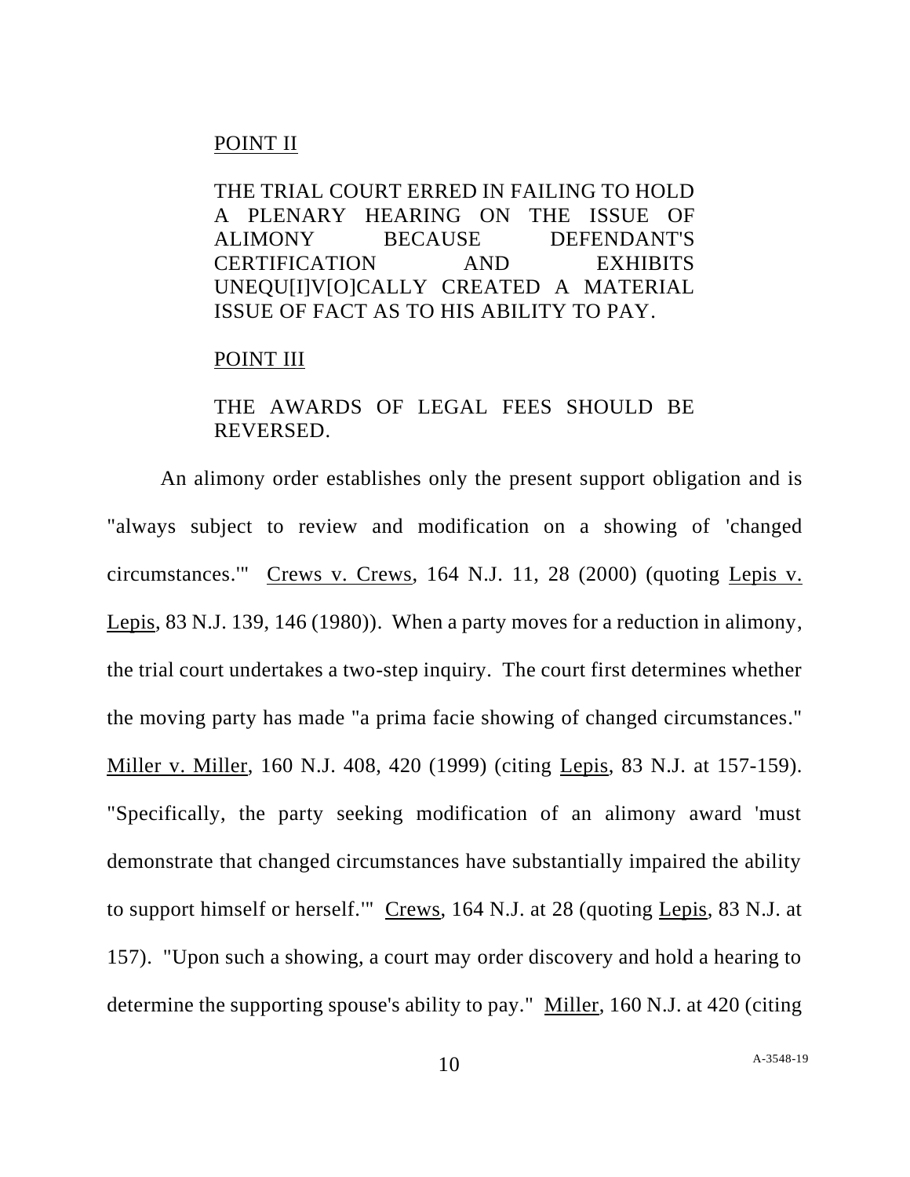POINT II

THE TRIAL COURT ERRED IN FAILING TO HOLD A PLENARY HEARING ON THE ISSUE OF ALIMONY BECAUSE DEFENDANT'S CERTIFICATION AND EXHIBITS UNEQU[I]V[O]CALLY CREATED A MATERIAL ISSUE OF FACT AS TO HIS ABILITY TO PAY.

POINT III

THE AWARDS OF LEGAL FEES SHOULD BE REVERSED.

An alimony order establishes only the present support obligation and is "always subject to review and modification on a showing of 'changed circumstances.'" Crews v. Crews, 164 N.J. 11, 28 (2000) (quoting Lepis v. Lepis, 83 N.J. 139, 146 (1980)). When a party moves for a reduction in alimony, the trial court undertakes a two-step inquiry. The court first determines whether the moving party has made "a prima facie showing of changed circumstances." Miller v. Miller, 160 N.J. 408, 420 (1999) (citing Lepis, 83 N.J. at 157-159). "Specifically, the party seeking modification of an alimony award 'must demonstrate that changed circumstances have substantially impaired the ability to support himself or herself.'" Crews, 164 N.J. at 28 (quoting Lepis, 83 N.J. at 157). "Upon such a showing, a court may order discovery and hold a hearing to determine the supporting spouse's ability to pay." Miller, 160 N.J. at 420 (citing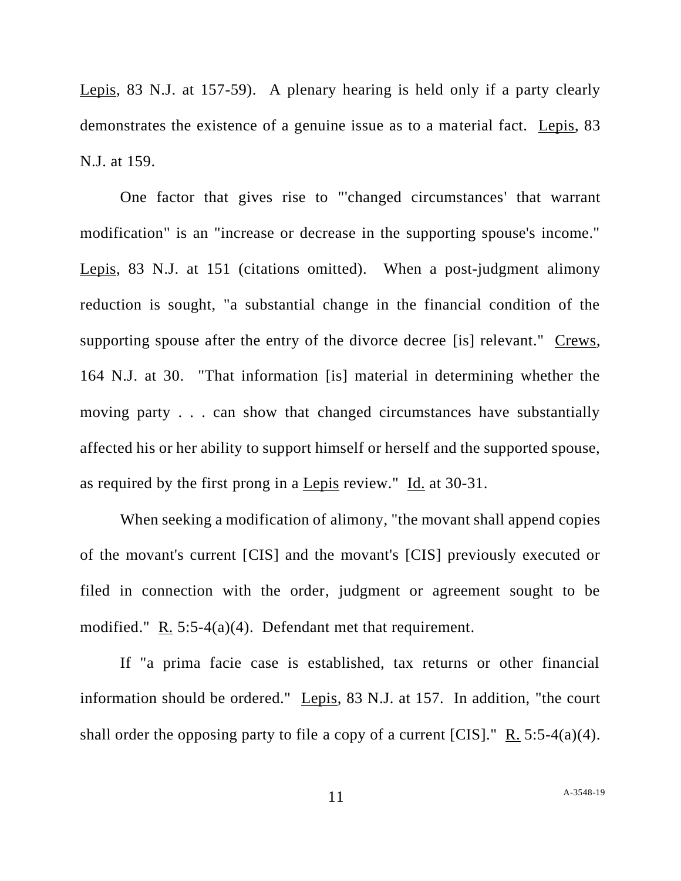Lepis, 83 N.J. at 157-59). A plenary hearing is held only if a party clearly demonstrates the existence of a genuine issue as to a material fact. Lepis, 83 N.J. at 159.

One factor that gives rise to "'changed circumstances' that warrant modification" is an "increase or decrease in the supporting spouse's income." Lepis, 83 N.J. at 151 (citations omitted). When a post-judgment alimony reduction is sought, "a substantial change in the financial condition of the supporting spouse after the entry of the divorce decree [is] relevant." Crews, 164 N.J. at 30. "That information [is] material in determining whether the moving party . . . can show that changed circumstances have substantially affected his or her ability to support himself or herself and the supported spouse, as required by the first prong in a Lepis review." Id. at 30-31.

When seeking a modification of alimony, "the movant shall append copies of the movant's current [CIS] and the movant's [CIS] previously executed or filed in connection with the order, judgment or agreement sought to be modified." R. 5:5-4(a)(4). Defendant met that requirement.

If "a prima facie case is established, tax returns or other financial information should be ordered." Lepis, 83 N.J. at 157. In addition, "the court shall order the opposing party to file a copy of a current [CIS]." R. 5:5-4(a)(4).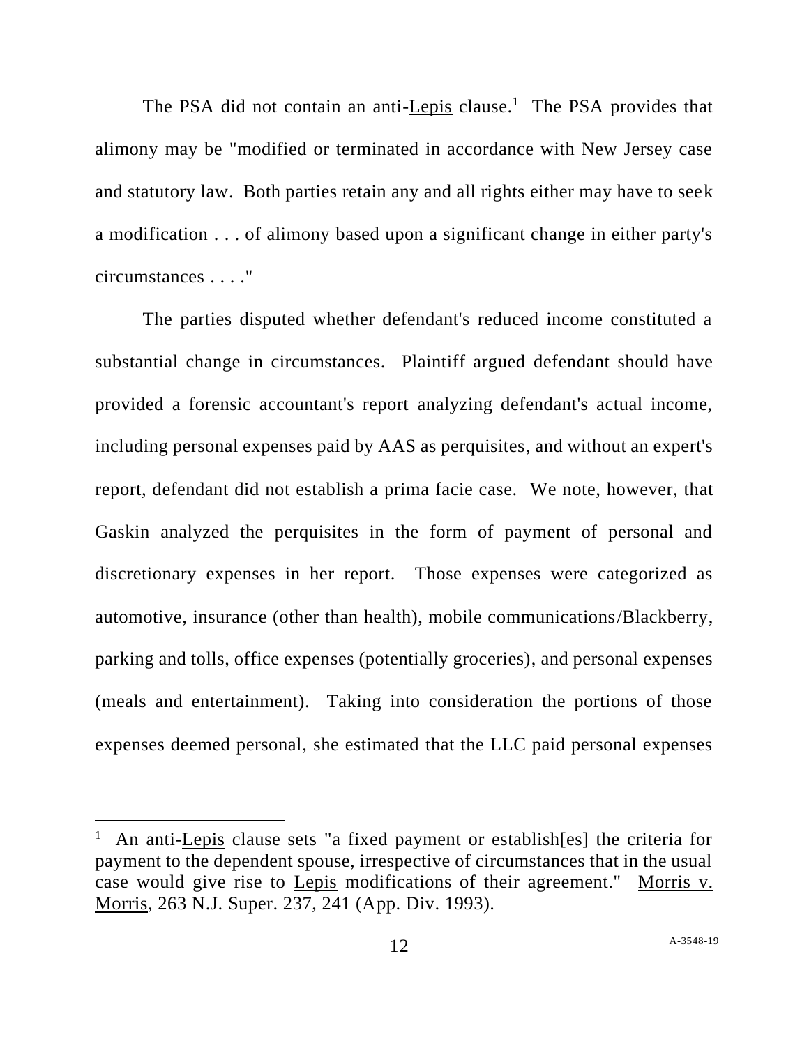The PSA did not contain an anti-Lepis clause.[1] The PSA provides that alimony may be "modified or terminated in accordance with New Jersey case and statutory law. Both parties retain any and all rights either may have to seek a modification . . . of alimony based upon a significant change in either party's circumstances . . . ."

The parties disputed whether defendant's reduced income constituted a substantial change in circumstances. Plaintiff argued defendant should have provided a forensic accountant's report analyzing defendant's actual income, including personal expenses paid by AAS as perquisites, and without an expert's report, defendant did not establish a prima facie case. We note, however, that Gaskin analyzed the perquisites in the form of payment of personal and discretionary expenses in her report. Those expenses were categorized as automotive, insurance (other than health), mobile communications/Blackberry, parking and tolls, office expenses (potentially groceries), and personal expenses (meals and entertainment). Taking into consideration the portions of those expenses deemed personal, she estimated that the LLC paid personal expenses

---

[1] An anti-Lepis clause sets "a fixed payment or establish[es] the criteria for payment to the dependent spouse, irrespective of circumstances that in the usual case would give rise to Lepis modifications of their agreement." Morris v. Morris, 263 N.J. Super. 237, 241 (App. Div. 1993).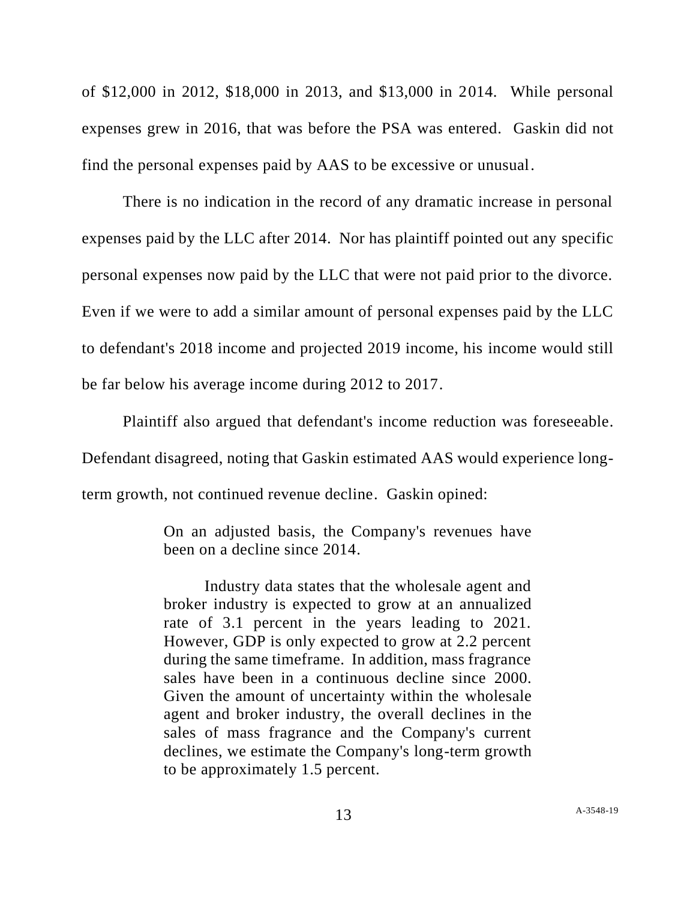of $12,000 in 2012, $18,000 in 2013, and $13,000 in 2014. While personal expenses grew in 2016, that was before the PSA was entered. Gaskin did not find the personal expenses paid by AAS to be excessive or unusual.

There is no indication in the record of any dramatic increase in personal expenses paid by the LLC after 2014. Nor has plaintiff pointed out any specific personal expenses now paid by the LLC that were not paid prior to the divorce. Even if we were to add a similar amount of personal expenses paid by the LLC to defendant's 2018 income and projected 2019 income, his income would still be far below his average income during 2012 to 2017.

Plaintiff also argued that defendant's income reduction was foreseeable. Defendant disagreed, noting that Gaskin estimated AAS would experience long-term growth, not continued revenue decline. Gaskin opined:

> On an adjusted basis, the Company's revenues have been on a decline since 2014.
>
> Industry data states that the wholesale agent and broker industry is expected to grow at an annualized rate of 3.1 percent in the years leading to 2021. However, GDP is only expected to grow at 2.2 percent during the same timeframe. In addition, mass fragrance sales have been in a continuous decline since 2000. Given the amount of uncertainty within the wholesale agent and broker industry, the overall declines in the sales of mass fragrance and the Company's current declines, we estimate the Company's long-term growth to be approximately 1.5 percent.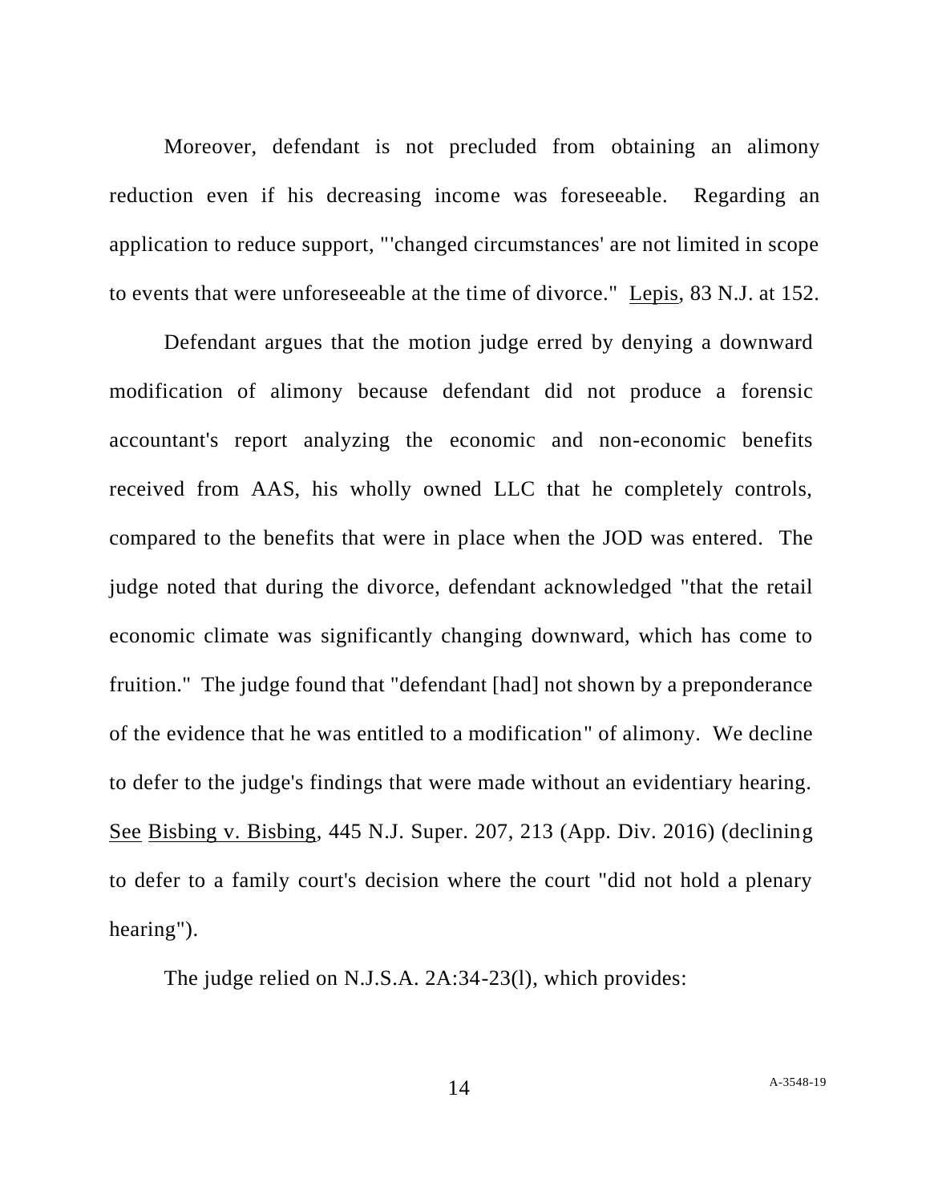Moreover, defendant is not precluded from obtaining an alimony reduction even if his decreasing income was foreseeable. Regarding an application to reduce support, "'changed circumstances' are not limited in scope to events that were unforeseeable at the time of divorce." Lepis, 83 N.J. at 152.

Defendant argues that the motion judge erred by denying a downward modification of alimony because defendant did not produce a forensic accountant's report analyzing the economic and non-economic benefits received from AAS, his wholly owned LLC that he completely controls, compared to the benefits that were in place when the JOD was entered. The judge noted that during the divorce, defendant acknowledged "that the retail economic climate was significantly changing downward, which has come to fruition." The judge found that "defendant [had] not shown by a preponderance of the evidence that he was entitled to a modification" of alimony. We decline to defer to the judge's findings that were made without an evidentiary hearing. See Bisbing v. Bisbing, 445 N.J. Super. 207, 213 (App. Div. 2016) (declining to defer to a family court's decision where the court "did not hold a plenary hearing").

The judge relied on N.J.S.A. 2A:34-23(l), which provides: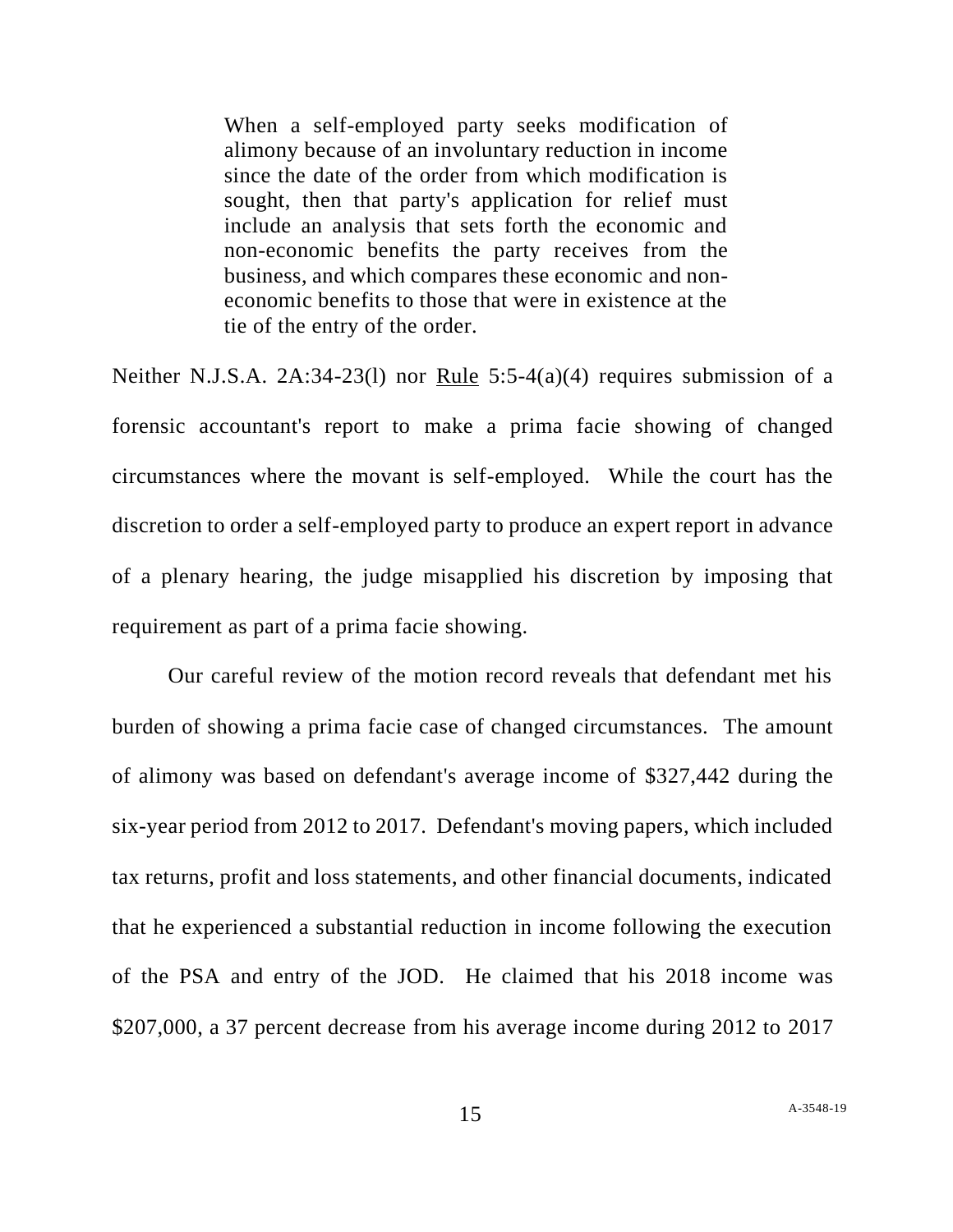> When a self-employed party seeks modification of alimony because of an involuntary reduction in income since the date of the order from which modification is sought, then that party's application for relief must include an analysis that sets forth the economic and non-economic benefits the party receives from the business, and which compares these economic and non-economic benefits to those that were in existence at the tie of the entry of the order.

Neither N.J.S.A. 2A:34-23(l) nor Rule 5:5-4(a)(4) requires submission of a forensic accountant's report to make a prima facie showing of changed circumstances where the movant is self-employed. While the court has the discretion to order a self-employed party to produce an expert report in advance of a plenary hearing, the judge misapplied his discretion by imposing that requirement as part of a prima facie showing.

Our careful review of the motion record reveals that defendant met his burden of showing a prima facie case of changed circumstances. The amount of alimony was based on defendant's average income of $327,442 during the six-year period from 2012 to 2017. Defendant's moving papers, which included tax returns, profit and loss statements, and other financial documents, indicated that he experienced a substantial reduction in income following the execution of the PSA and entry of the JOD. He claimed that his 2018 income was $207,000, a 37 percent decrease from his average income during 2012 to 2017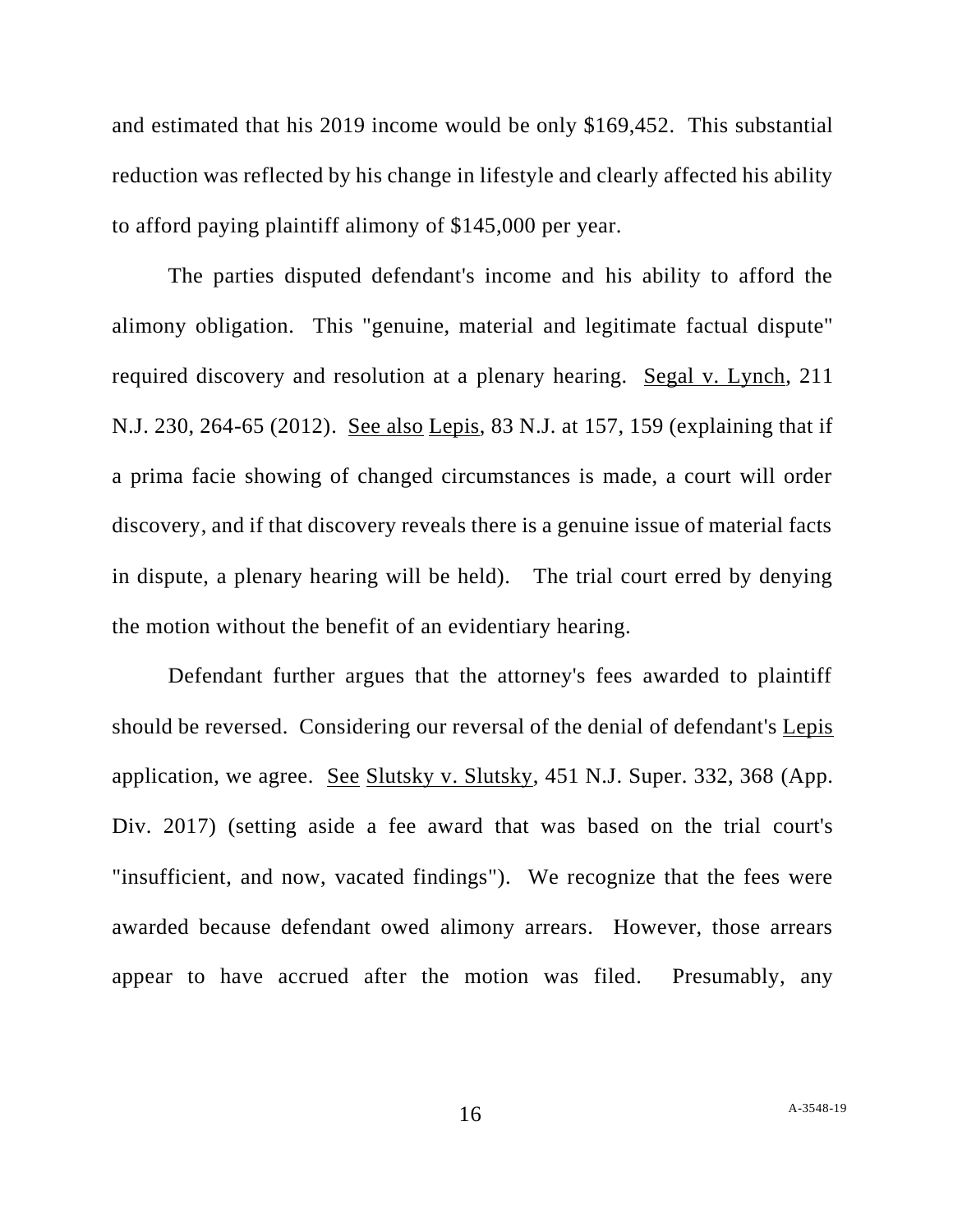and estimated that his 2019 income would be only $169,452. This substantial reduction was reflected by his change in lifestyle and clearly affected his ability to afford paying plaintiff alimony of $145,000 per year.

The parties disputed defendant's income and his ability to afford the alimony obligation. This "genuine, material and legitimate factual dispute" required discovery and resolution at a plenary hearing. Segal v. Lynch, 211 N.J. 230, 264-65 (2012). See also Lepis, 83 N.J. at 157, 159 (explaining that if a prima facie showing of changed circumstances is made, a court will order discovery, and if that discovery reveals there is a genuine issue of material facts in dispute, a plenary hearing will be held). The trial court erred by denying the motion without the benefit of an evidentiary hearing.

Defendant further argues that the attorney's fees awarded to plaintiff should be reversed. Considering our reversal of the denial of defendant's Lepis application, we agree. See Slutsky v. Slutsky, 451 N.J. Super. 332, 368 (App. Div. 2017) (setting aside a fee award that was based on the trial court's "insufficient, and now, vacated findings"). We recognize that the fees were awarded because defendant owed alimony arrears. However, those arrears appear to have accrued after the motion was filed. Presumably, any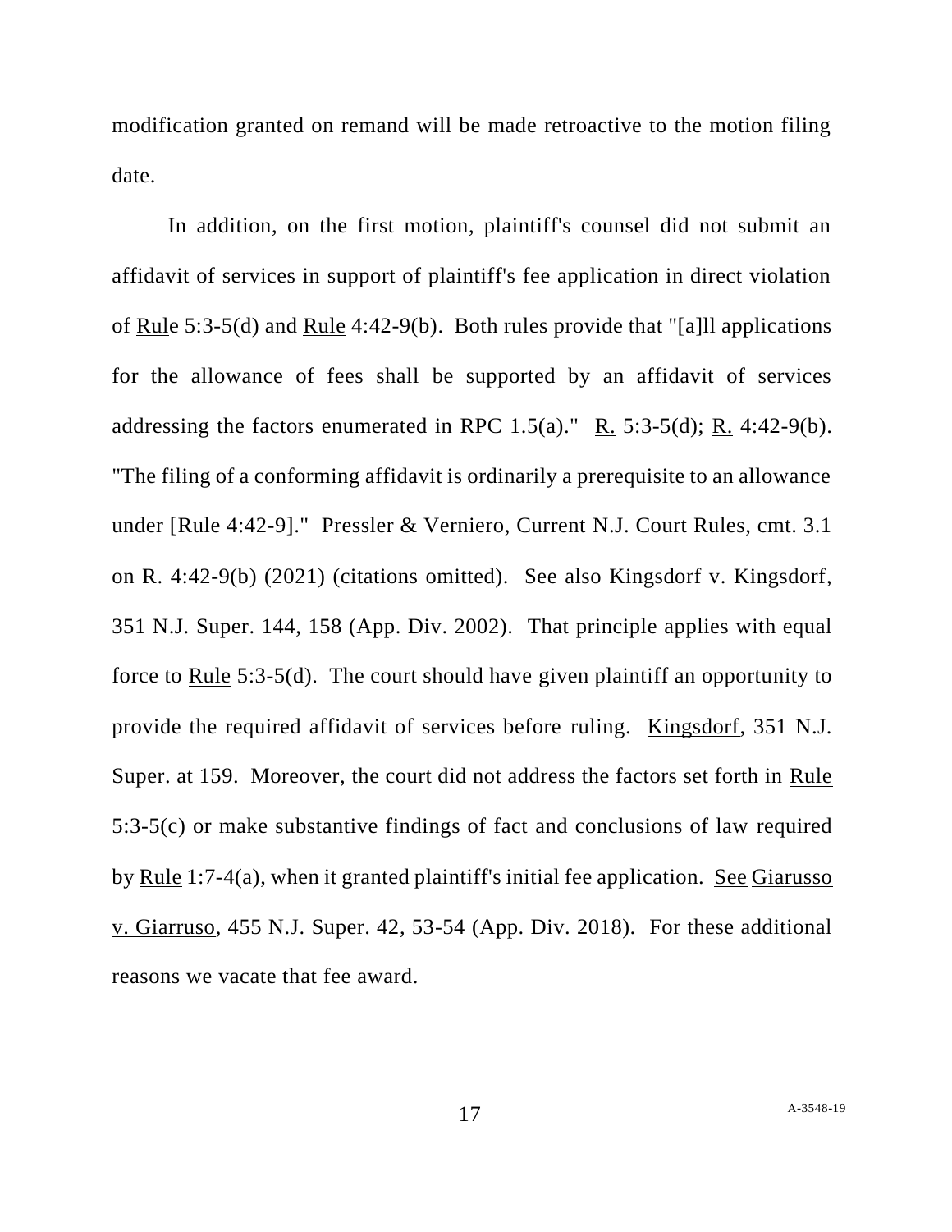modification granted on remand will be made retroactive to the motion filing date.

In addition, on the first motion, plaintiff's counsel did not submit an affidavit of services in support of plaintiff's fee application in direct violation of Rule 5:3-5(d) and Rule 4:42-9(b). Both rules provide that "[a]ll applications for the allowance of fees shall be supported by an affidavit of services addressing the factors enumerated in RPC 1.5(a)." R. 5:3-5(d); R. 4:42-9(b). "The filing of a conforming affidavit is ordinarily a prerequisite to an allowance under [Rule 4:42-9]." Pressler & Verniero, Current N.J. Court Rules, cmt. 3.1 on R. 4:42-9(b) (2021) (citations omitted). See also Kingsdorf v. Kingsdorf, 351 N.J. Super. 144, 158 (App. Div. 2002). That principle applies with equal force to Rule 5:3-5(d). The court should have given plaintiff an opportunity to provide the required affidavit of services before ruling. Kingsdorf, 351 N.J. Super. at 159. Moreover, the court did not address the factors set forth in Rule 5:3-5(c) or make substantive findings of fact and conclusions of law required by Rule 1:7-4(a), when it granted plaintiff's initial fee application. See Giarusso v. Giarruso, 455 N.J. Super. 42, 53-54 (App. Div. 2018). For these additional reasons we vacate that fee award.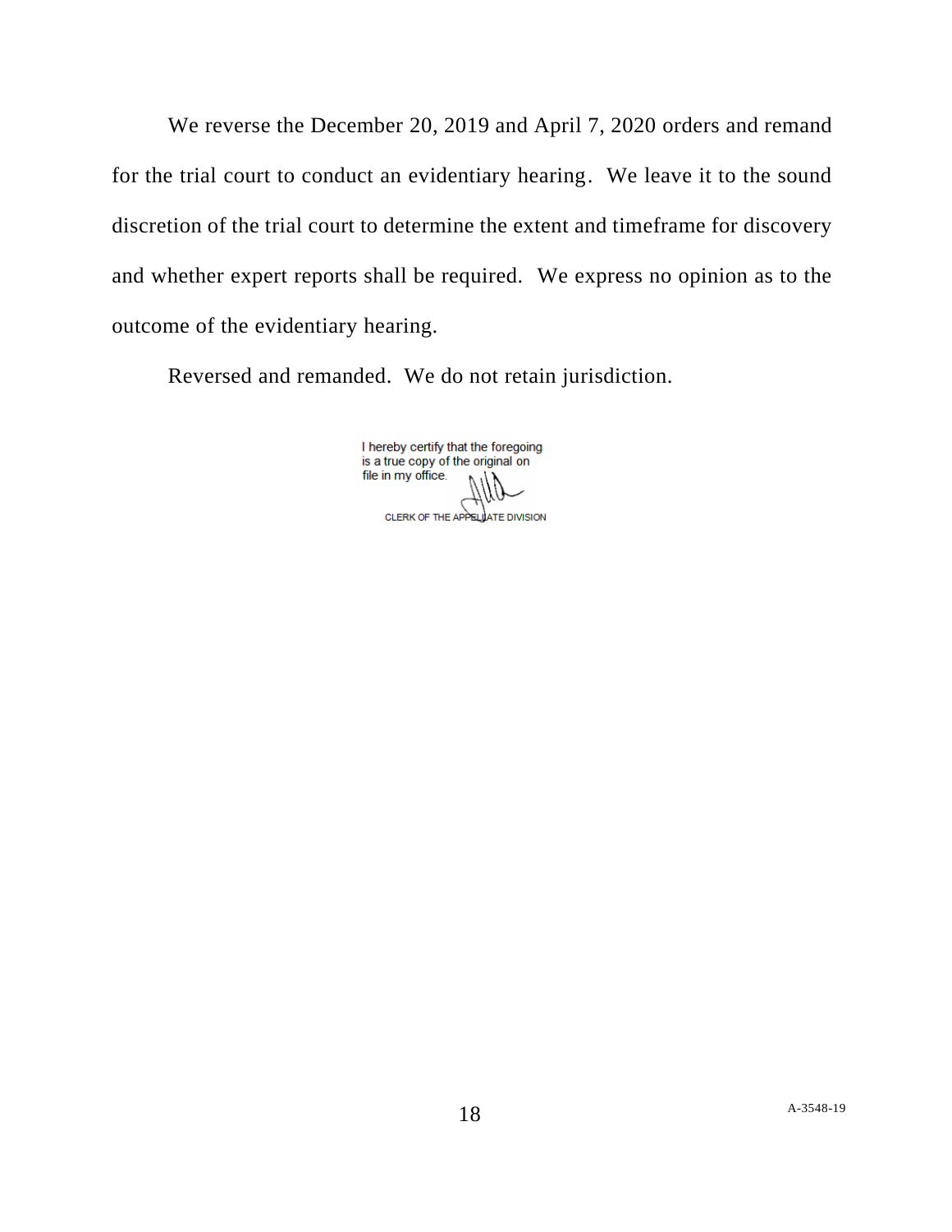We reverse the December 20, 2019 and April 7, 2020 orders and remand for the trial court to conduct an evidentiary hearing. We leave it to the sound discretion of the trial court to determine the extent and timeframe for discovery and whether expert reports shall be required. We express no opinion as to the outcome of the evidentiary hearing.

Reversed and remanded. We do not retain jurisdiction.

I hereby certify that the foregoing is a true copy of the original on file in my office.

CLERK OF THE APPELLATE DIVISION